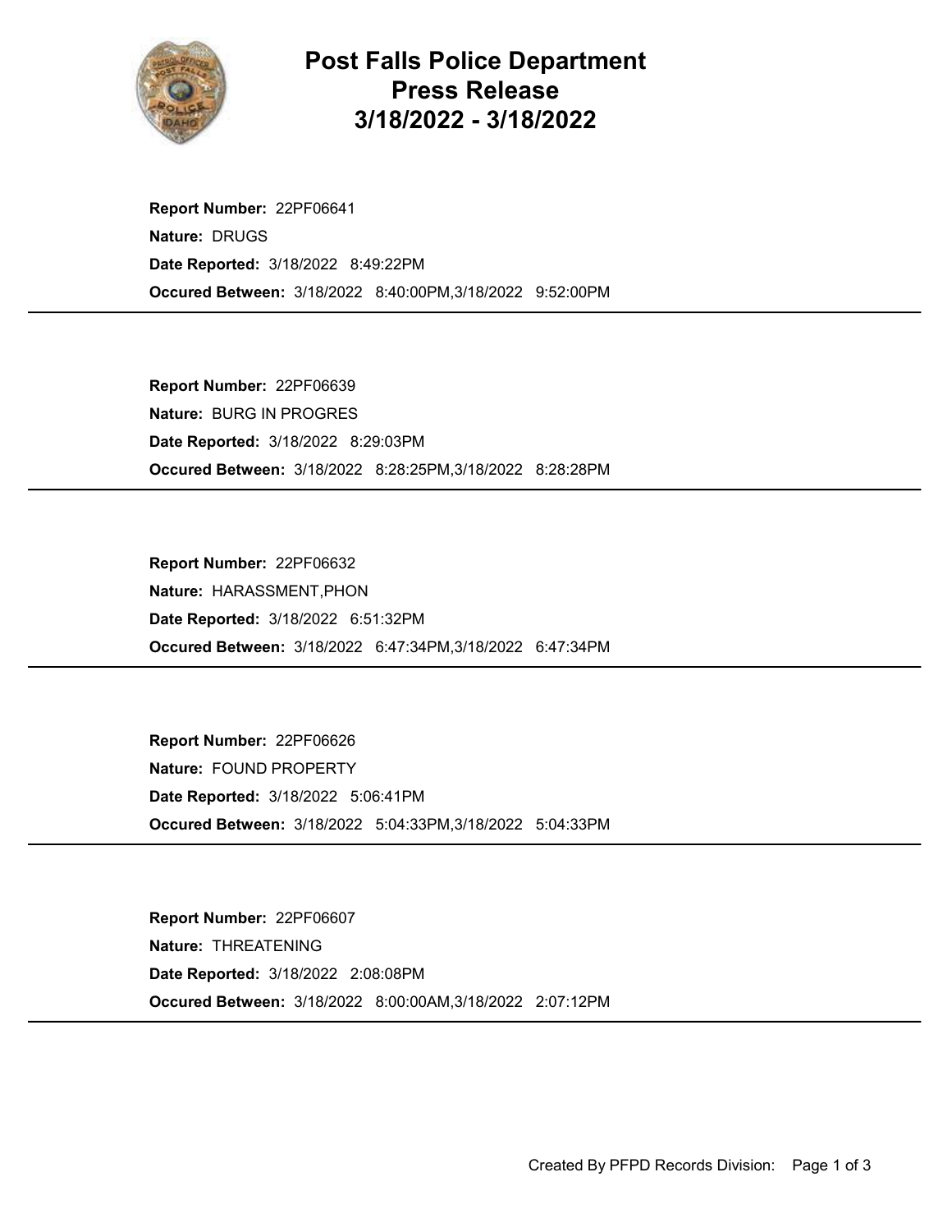# Post Falls Police Department Press Release 3/18/2022 - 3/18/2022

**Report Number:** 22PF06641
**Nature:** DRUGS
**Date Reported:** 3/18/2022 8:49:22PM
**Occured Between:** 3/18/2022 8:40:00PM,3/18/2022 9:52:00PM

---

**Report Number:** 22PF06639
**Nature:** BURG IN PROGRES
**Date Reported:** 3/18/2022 8:29:03PM
**Occured Between:** 3/18/2022 8:28:25PM,3/18/2022 8:28:28PM

---

**Report Number:** 22PF06632
**Nature:** HARASSMENT,PHON
**Date Reported:** 3/18/2022 6:51:32PM
**Occured Between:** 3/18/2022 6:47:34PM,3/18/2022 6:47:34PM

---

**Report Number:** 22PF06626
**Nature:** FOUND PROPERTY
**Date Reported:** 3/18/2022 5:06:41PM
**Occured Between:** 3/18/2022 5:04:33PM,3/18/2022 5:04:33PM

---

**Report Number:** 22PF06607
**Nature:** THREATENING
**Date Reported:** 3/18/2022 2:08:08PM
**Occured Between:** 3/18/2022 8:00:00AM,3/18/2022 2:07:12PM

---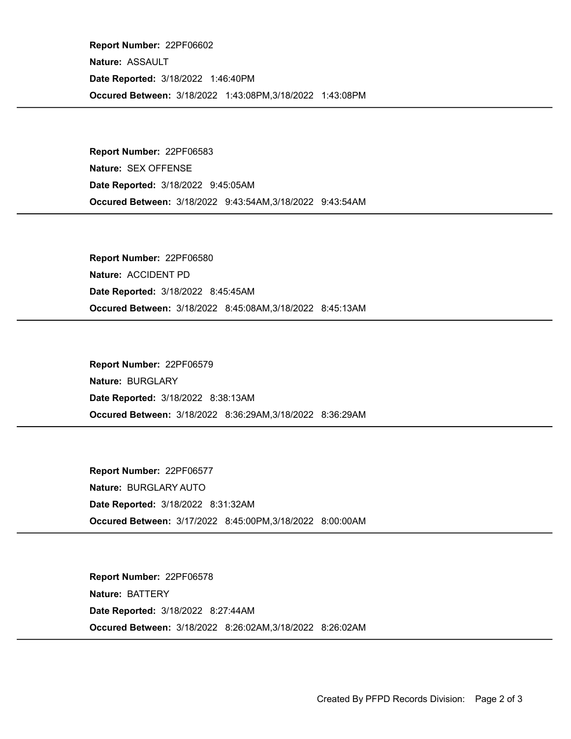**Report Number:** 22PF06602
**Nature:** ASSAULT
**Date Reported:** 3/18/2022 1:46:40PM
**Occured Between:** 3/18/2022 1:43:08PM,3/18/2022 1:43:08PM

---

**Report Number:** 22PF06583
**Nature:** SEX OFFENSE
**Date Reported:** 3/18/2022 9:45:05AM
**Occured Between:** 3/18/2022 9:43:54AM,3/18/2022 9:43:54AM

---

**Report Number:** 22PF06580
**Nature:** ACCIDENT PD
**Date Reported:** 3/18/2022 8:45:45AM
**Occured Between:** 3/18/2022 8:45:08AM,3/18/2022 8:45:13AM

---

**Report Number:** 22PF06579
**Nature:** BURGLARY
**Date Reported:** 3/18/2022 8:38:13AM
**Occured Between:** 3/18/2022 8:36:29AM,3/18/2022 8:36:29AM

---

**Report Number:** 22PF06577
**Nature:** BURGLARY AUTO
**Date Reported:** 3/18/2022 8:31:32AM
**Occured Between:** 3/17/2022 8:45:00PM,3/18/2022 8:00:00AM

---

**Report Number:** 22PF06578
**Nature:** BATTERY
**Date Reported:** 3/18/2022 8:27:44AM
**Occured Between:** 3/18/2022 8:26:02AM,3/18/2022 8:26:02AM

---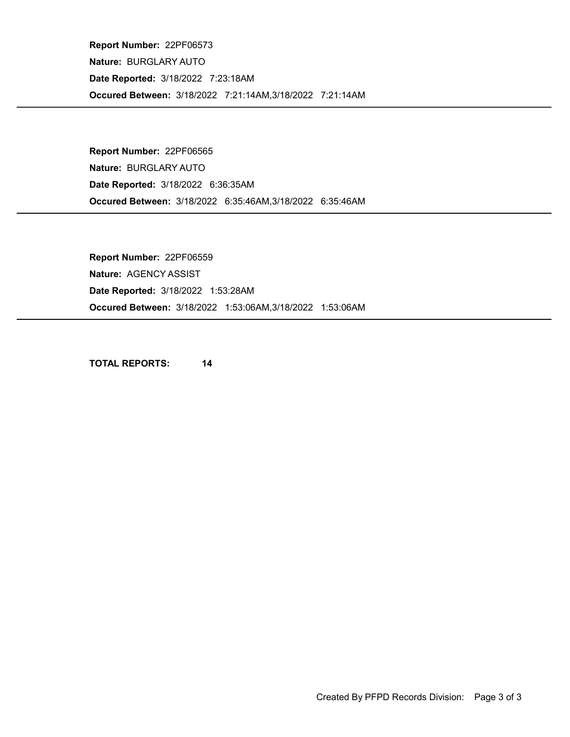**Report Number:** 22PF06573

**Nature:** BURGLARY AUTO

**Date Reported:** 3/18/2022 7:23:18AM

**Occured Between:** 3/18/2022 7:21:14AM,3/18/2022 7:21:14AM

---

**Report Number:** 22PF06565

**Nature:** BURGLARY AUTO

**Date Reported:** 3/18/2022 6:36:35AM

**Occured Between:** 3/18/2022 6:35:46AM,3/18/2022 6:35:46AM

---

**Report Number:** 22PF06559

**Nature:** AGENCY ASSIST

**Date Reported:** 3/18/2022 1:53:28AM

**Occured Between:** 3/18/2022 1:53:06AM,3/18/2022 1:53:06AM

---

**TOTAL REPORTS: 14**

Created By PFPD Records Division: